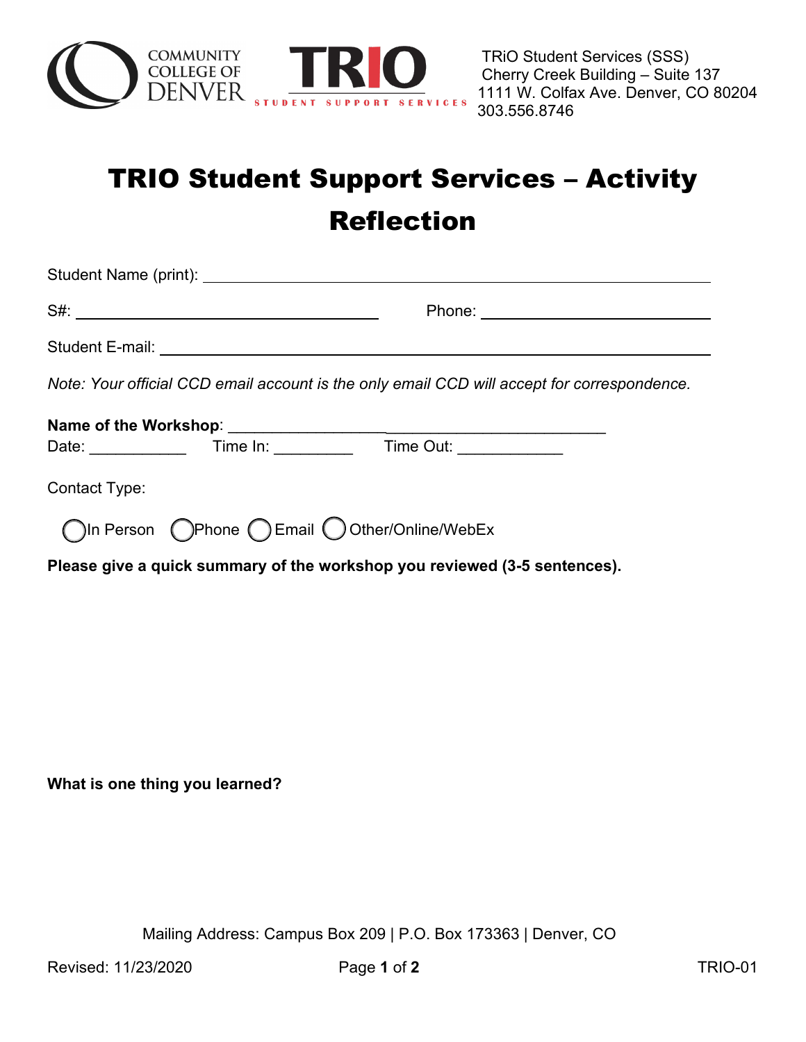COMMUNITY COLLEGE OF DENVER

TRIO STUDENT SUPPORT SERVICES

TRiO Student Services (SSS)
Cherry Creek Building – Suite 137
1111 W. Colfax Ave. Denver, CO 80204
303.556.8746

# TRIO Student Support Services – Activity Reflection

Student Name (print): ______________________________

S#: ____________________ Phone: ____________________

Student E-mail: ______________________________

*Note: Your official CCD email account is the only email CCD will accept for correspondence.*

**Name of the Workshop**: ______________________________

Date: ___________ Time In: _________ Time Out: ____________

Contact Type:

◯ In Person ◯ Phone ◯ Email ◯ Other/Online/WebEx

**Please give a quick summary of the workshop you reviewed (3-5 sentences).**

**What is one thing you learned?**

Mailing Address: Campus Box 209 | P.O. Box 173363 | Denver, CO

Revised: 11/23/2020 TRIO-01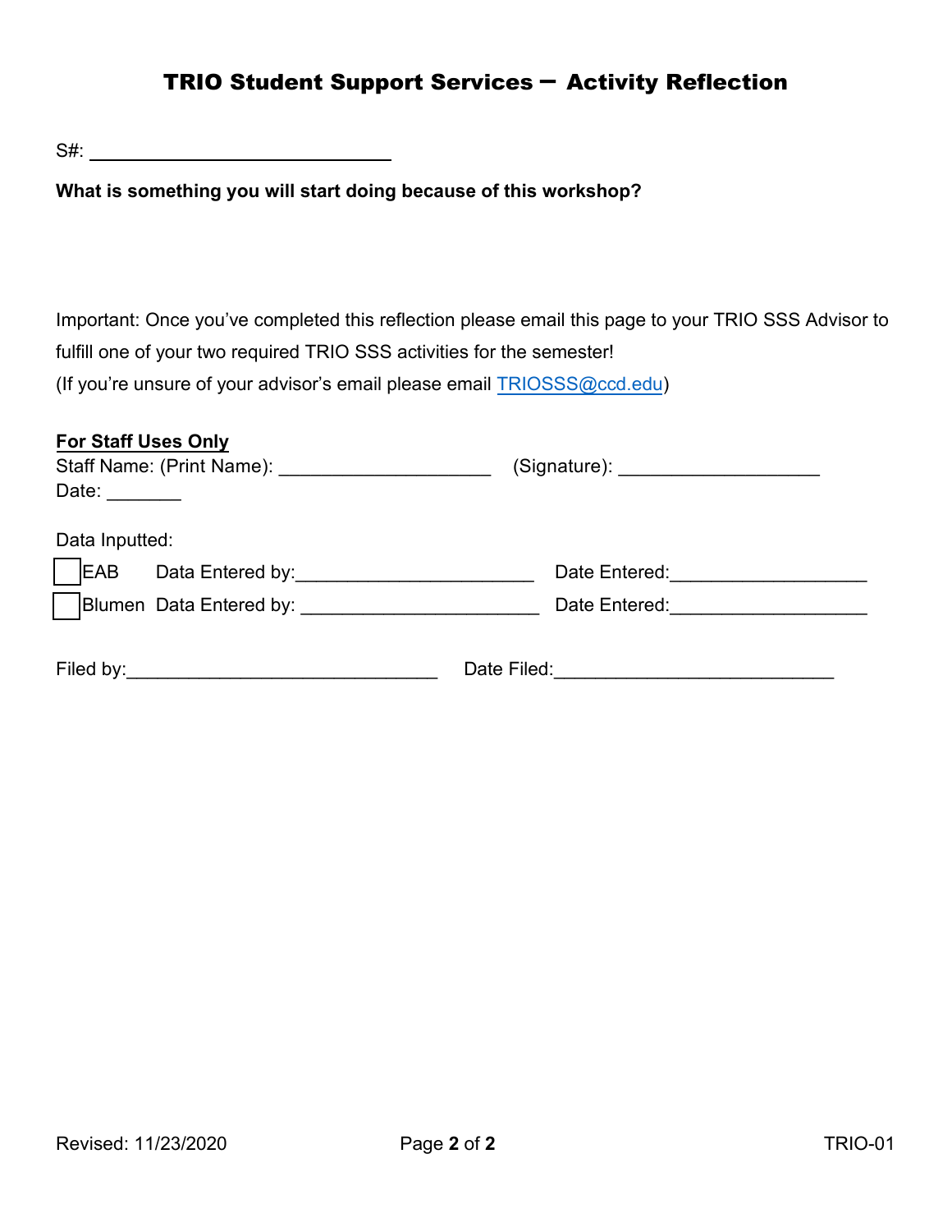# TRIO Student Support Services – Activity Reflection

S#: ______________________________

**What is something you will start doing because of this workshop?**

Important: Once you've completed this reflection please email this page to your TRIO SSS Advisor to fulfill one of your two required TRIO SSS activities for the semester!
(If you're unsure of your advisor's email please email TRIOSSS@ccd.edu)

**For Staff Uses Only**

Staff Name: (Print Name): ____________________ (Signature): ___________________
Date: _______

Data Inputted:

☐ EAB Data Entered by:______________________ Date Entered:__________________

☐ Blumen Data Entered by: ______________________ Date Entered:__________________

Filed by:_____________________________ Date Filed:__________________________

Revised: 11/23/2020

TRIO-01